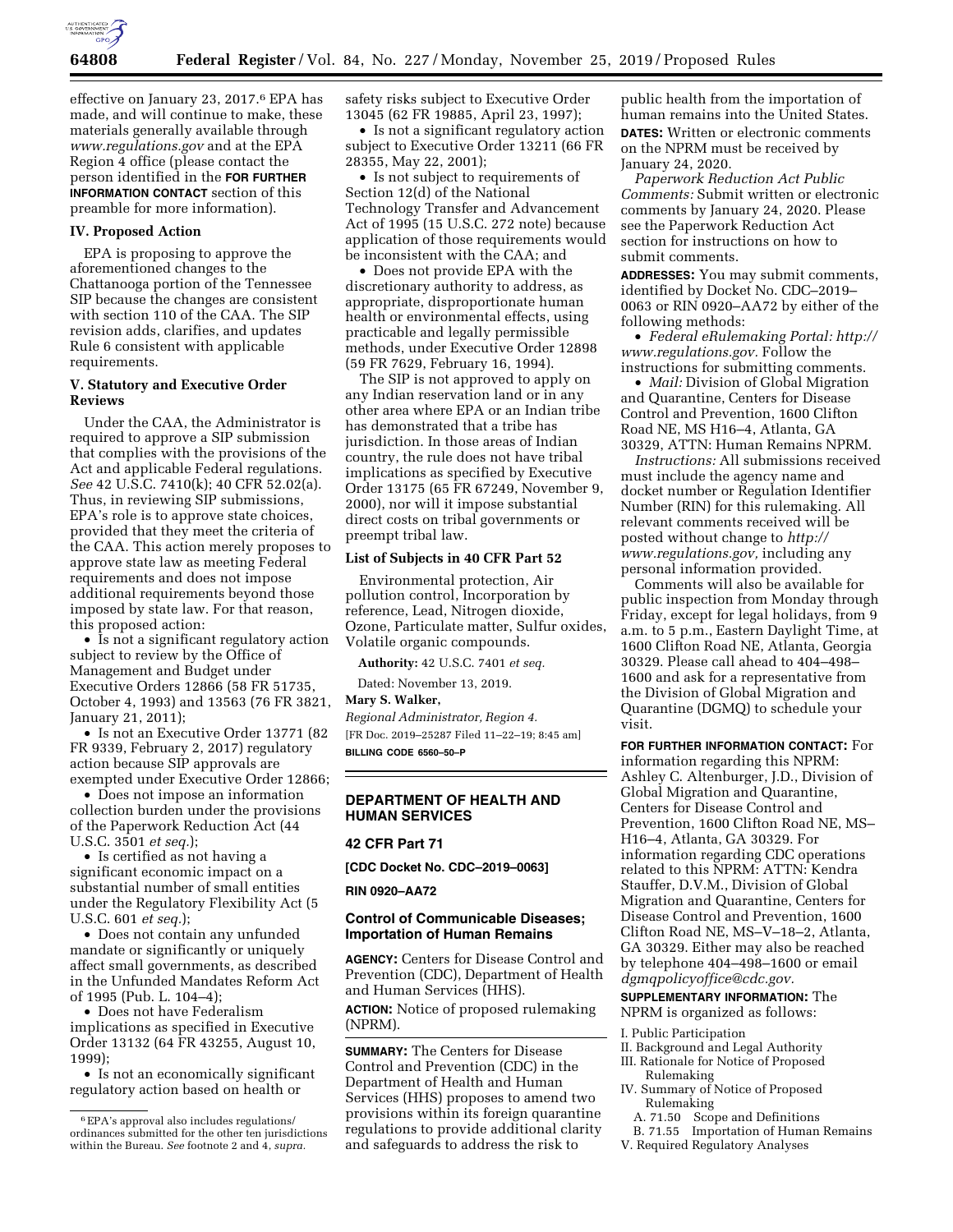effective on January 23, 2017.[6] EPA has made, and will continue to make, these materials generally available through *www.regulations.gov* and at the EPA Region 4 office (please contact the person identified in the **FOR FURTHER INFORMATION CONTACT** section of this preamble for more information).

### IV. Proposed Action

EPA is proposing to approve the aforementioned changes to the Chattanooga portion of the Tennessee SIP because the changes are consistent with section 110 of the CAA. The SIP revision adds, clarifies, and updates Rule 6 consistent with applicable requirements.

### V. Statutory and Executive Order Reviews

Under the CAA, the Administrator is required to approve a SIP submission that complies with the provisions of the Act and applicable Federal regulations. *See* 42 U.S.C. 7410(k); 40 CFR 52.02(a). Thus, in reviewing SIP submissions, EPA's role is to approve state choices, provided that they meet the criteria of the CAA. This action merely proposes to approve state law as meeting Federal requirements and does not impose additional requirements beyond those imposed by state law. For that reason, this proposed action:

- Is not a significant regulatory action subject to review by the Office of Management and Budget under Executive Orders 12866 (58 FR 51735, October 4, 1993) and 13563 (76 FR 3821, January 21, 2011);
- Is not an Executive Order 13771 (82 FR 9339, February 2, 2017) regulatory action because SIP approvals are exempted under Executive Order 12866;
- Does not impose an information collection burden under the provisions of the Paperwork Reduction Act (44 U.S.C. 3501 *et seq.*);
- Is certified as not having a significant economic impact on a substantial number of small entities under the Regulatory Flexibility Act (5 U.S.C. 601 *et seq.*);
- Does not contain any unfunded mandate or significantly or uniquely affect small governments, as described in the Unfunded Mandates Reform Act of 1995 (Pub. L. 104–4);
- Does not have Federalism implications as specified in Executive Order 13132 (64 FR 43255, August 10, 1999);
- Is not an economically significant regulatory action based on health or safety risks subject to Executive Order 13045 (62 FR 19885, April 23, 1997);
- Is not a significant regulatory action subject to Executive Order 13211 (66 FR 28355, May 22, 2001);
- Is not subject to requirements of Section 12(d) of the National Technology Transfer and Advancement Act of 1995 (15 U.S.C. 272 note) because application of those requirements would be inconsistent with the CAA; and
- Does not provide EPA with the discretionary authority to address, as appropriate, disproportionate human health or environmental effects, using practicable and legally permissible methods, under Executive Order 12898 (59 FR 7629, February 16, 1994).

The SIP is not approved to apply on any Indian reservation land or in any other area where EPA or an Indian tribe has demonstrated that a tribe has jurisdiction. In those areas of Indian country, the rule does not have tribal implications as specified by Executive Order 13175 (65 FR 67249, November 9, 2000), nor will it impose substantial direct costs on tribal governments or preempt tribal law.

### List of Subjects in 40 CFR Part 52

Environmental protection, Air pollution control, Incorporation by reference, Lead, Nitrogen dioxide, Ozone, Particulate matter, Sulfur oxides, Volatile organic compounds.

**Authority:** 42 U.S.C. 7401 *et seq.*

Dated: November 13, 2019.

**Mary S. Walker,**

*Regional Administrator, Region 4.*

[FR Doc. 2019–25287 Filed 11–22–19; 8:45 am]

**BILLING CODE 6560–50–P**

[6] EPA's approval also includes regulations/ordinances submitted for the other ten jurisdictions within the Bureau. *See* footnote 2 and 4, *supra.*

---

## DEPARTMENT OF HEALTH AND HUMAN SERVICES

### 42 CFR Part 71

**[CDC Docket No. CDC–2019–0063]**

**RIN 0920–AA72**

### Control of Communicable Diseases; Importation of Human Remains

**AGENCY:** Centers for Disease Control and Prevention (CDC), Department of Health and Human Services (HHS).

**ACTION:** Notice of proposed rulemaking (NPRM).

**SUMMARY:** The Centers for Disease Control and Prevention (CDC) in the Department of Health and Human Services (HHS) proposes to amend two provisions within its foreign quarantine regulations to provide additional clarity and safeguards to address the risk to public health from the importation of human remains into the United States.

**DATES:** Written or electronic comments on the NPRM must be received by January 24, 2020.

*Paperwork Reduction Act Public Comments:* Submit written or electronic comments by January 24, 2020. Please see the Paperwork Reduction Act section for instructions on how to submit comments.

**ADDRESSES:** You may submit comments, identified by Docket No. CDC–2019–0063 or RIN 0920–AA72 by either of the following methods:

- *Federal eRulemaking Portal: http://www.regulations.gov.* Follow the instructions for submitting comments.
- *Mail:* Division of Global Migration and Quarantine, Centers for Disease Control and Prevention, 1600 Clifton Road NE, MS H16–4, Atlanta, GA 30329, ATTN: Human Remains NPRM.

*Instructions:* All submissions received must include the agency name and docket number or Regulation Identifier Number (RIN) for this rulemaking. All relevant comments received will be posted without change to *http://www.regulations.gov,* including any personal information provided.

Comments will also be available for public inspection from Monday through Friday, except for legal holidays, from 9 a.m. to 5 p.m., Eastern Daylight Time, at 1600 Clifton Road NE, Atlanta, Georgia 30329. Please call ahead to 404–498–1600 and ask for a representative from the Division of Global Migration and Quarantine (DGMQ) to schedule your visit.

**FOR FURTHER INFORMATION CONTACT:** For information regarding this NPRM: Ashley C. Altenburger, J.D., Division of Global Migration and Quarantine, Centers for Disease Control and Prevention, 1600 Clifton Road NE, MS–H16–4, Atlanta, GA 30329. For information regarding CDC operations related to this NPRM: ATTN: Kendra Stauffer, D.V.M., Division of Global Migration and Quarantine, Centers for Disease Control and Prevention, 1600 Clifton Road NE, MS–V–18–2, Atlanta, GA 30329. Either may also be reached by telephone 404–498–1600 or email *dgmqpolicyoffice@cdc.gov.*

**SUPPLEMENTARY INFORMATION:** The NPRM is organized as follows:

I. Public Participation
II. Background and Legal Authority
III. Rationale for Notice of Proposed Rulemaking
IV. Summary of Notice of Proposed Rulemaking
  A. 71.50 Scope and Definitions
  B. 71.55 Importation of Human Remains
V. Required Regulatory Analyses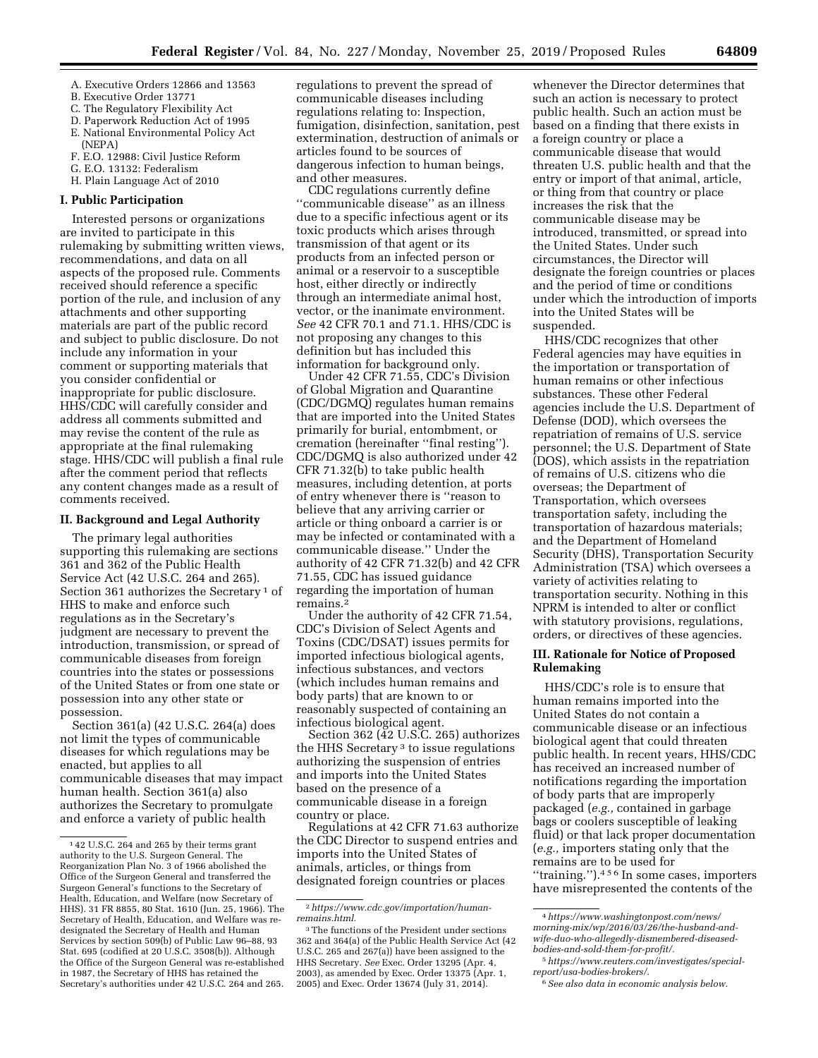- A. Executive Orders 12866 and 13563
- B. Executive Order 13771
- C. The Regulatory Flexibility Act
- D. Paperwork Reduction Act of 1995
- E. National Environmental Policy Act (NEPA)
- F. E.O. 12988: Civil Justice Reform
- G. E.O. 13132: Federalism
- H. Plain Language Act of 2010

## I. Public Participation

Interested persons or organizations are invited to participate in this rulemaking by submitting written views, recommendations, and data on all aspects of the proposed rule. Comments received should reference a specific portion of the rule, and inclusion of any attachments and other supporting materials are part of the public record and subject to public disclosure. Do not include any information in your comment or supporting materials that you consider confidential or inappropriate for public disclosure. HHS/CDC will carefully consider and address all comments submitted and may revise the content of the rule as appropriate at the final rulemaking stage. HHS/CDC will publish a final rule after the comment period that reflects any content changes made as a result of comments received.

## II. Background and Legal Authority

The primary legal authorities supporting this rulemaking are sections 361 and 362 of the Public Health Service Act (42 U.S.C. 264 and 265). Section 361 authorizes the Secretary [1] of HHS to make and enforce such regulations as in the Secretary's judgment are necessary to prevent the introduction, transmission, or spread of communicable diseases from foreign countries into the states or possessions of the United States or from one state or possession into any other state or possession.

Section 361(a) (42 U.S.C. 264(a) does not limit the types of communicable diseases for which regulations may be enacted, but applies to all communicable diseases that may impact human health. Section 361(a) also authorizes the Secretary to promulgate and enforce a variety of public health regulations to prevent the spread of communicable diseases including regulations relating to: Inspection, fumigation, disinfection, sanitation, pest extermination, destruction of animals or articles found to be sources of dangerous infection to human beings, and other measures.

CDC regulations currently define "communicable disease" as an illness due to a specific infectious agent or its toxic products which arises through transmission of that agent or its products from an infected person or animal or a reservoir to a susceptible host, either directly or indirectly through an intermediate animal host, vector, or the inanimate environment. *See* 42 CFR 70.1 and 71.1. HHS/CDC is not proposing any changes to this definition but has included this information for background only.

Under 42 CFR 71.55, CDC's Division of Global Migration and Quarantine (CDC/DGMQ) regulates human remains that are imported into the United States primarily for burial, entombment, or cremation (hereinafter "final resting"). CDC/DGMQ is also authorized under 42 CFR 71.32(b) to take public health measures, including detention, at ports of entry whenever there is "reason to believe that any arriving carrier or article or thing onboard a carrier is or may be infected or contaminated with a communicable disease." Under the authority of 42 CFR 71.32(b) and 42 CFR 71.55, CDC has issued guidance regarding the importation of human remains.[2]

Under the authority of 42 CFR 71.54, CDC's Division of Select Agents and Toxins (CDC/DSAT) issues permits for imported infectious biological agents, infectious substances, and vectors (which includes human remains and body parts) that are known to or reasonably suspected of containing an infectious biological agent.

Section 362 (42 U.S.C. 265) authorizes the HHS Secretary [3] to issue regulations authorizing the suspension of entries and imports into the United States based on the presence of a communicable disease in a foreign country or place.

Regulations at 42 CFR 71.63 authorize the CDC Director to suspend entries and imports into the United States of animals, articles, or things from designated foreign countries or places whenever the Director determines that such an action is necessary to protect public health. Such an action must be based on a finding that there exists in a foreign country or place a communicable disease that would threaten U.S. public health and that the entry or import of that animal, article, or thing from that country or place increases the risk that the communicable disease may be introduced, transmitted, or spread into the United States. Under such circumstances, the Director will designate the foreign countries or places and the period of time or conditions under which the introduction of imports into the United States will be suspended.

HHS/CDC recognizes that other Federal agencies may have equities in the importation or transportation of human remains or other infectious substances. These other Federal agencies include the U.S. Department of Defense (DOD), which oversees the repatriation of remains of U.S. service personnel; the U.S. Department of State (DOS), which assists in the repatriation of remains of U.S. citizens who die overseas; the Department of Transportation, which oversees transportation safety, including the transportation of hazardous materials; and the Department of Homeland Security (DHS), Transportation Security Administration (TSA) which oversees a variety of activities relating to transportation security. Nothing in this NPRM is intended to alter or conflict with statutory provisions, regulations, orders, or directives of these agencies.

## III. Rationale for Notice of Proposed Rulemaking

HHS/CDC's role is to ensure that human remains imported into the United States do not contain a communicable disease or an infectious biological agent that could threaten public health. In recent years, HHS/CDC has received an increased number of notifications regarding the importation of body parts that are improperly packaged (*e.g.,* contained in garbage bags or coolers susceptible of leaking fluid) or that lack proper documentation (*e.g.,* importers stating only that the remains are to be used for "training.").[4 5 6] In some cases, importers have misrepresented the contents of the

---

[1] 42 U.S.C. 264 and 265 by their terms grant authority to the U.S. Surgeon General. The Reorganization Plan No. 3 of 1966 abolished the Office of the Surgeon General and transferred the Surgeon General's functions to the Secretary of Health, Education, and Welfare (now Secretary of HHS). 31 FR 8855, 80 Stat. 1610 (Jun. 25, 1966). The Secretary of Health, Education, and Welfare was re-designated the Secretary of Health and Human Services by section 509(b) of Public Law 96–88, 93 Stat. 695 (codified at 20 U.S.C. 3508(b)). Although the Office of the Surgeon General was re-established in 1987, the Secretary of HHS has retained the Secretary's authorities under 42 U.S.C. 264 and 265.

[2] *https://www.cdc.gov/importation/human-remains.html.*

[3] The functions of the President under sections 362 and 364(a) of the Public Health Service Act (42 U.S.C. 265 and 267(a)) have been assigned to the HHS Secretary. *See* Exec. Order 13295 (Apr. 4, 2003), as amended by Exec. Order 13375 (Apr. 1, 2005) and Exec. Order 13674 (July 31, 2014).

[4] *https://www.washingtonpost.com/news/morning-mix/wp/2016/03/26/the-husband-and-wife-duo-who-allegedly-dismembered-diseased-bodies-and-sold-them-for-profit/.*

[5] *https://www.reuters.com/investigates/special-report/usa-bodies-brokers/.*

[6] *See also data in economic analysis below.*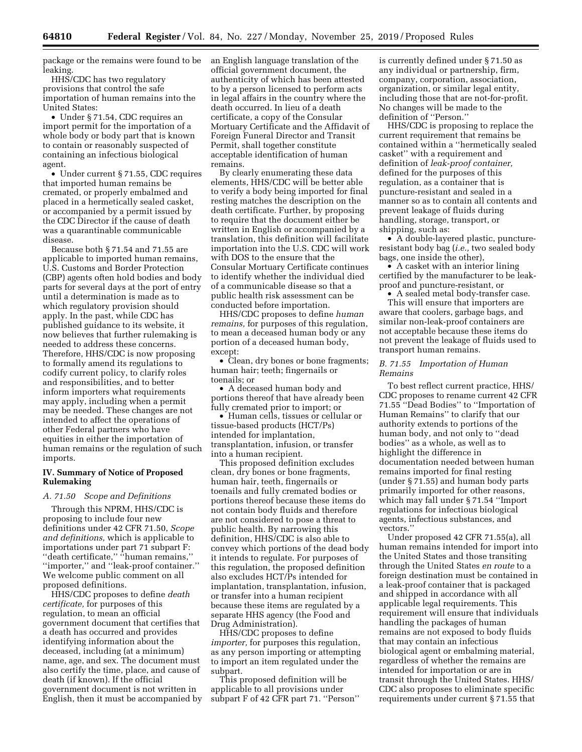package or the remains were found to be leaking.

HHS/CDC has two regulatory provisions that control the safe importation of human remains into the United States:

- Under § 71.54, CDC requires an import permit for the importation of a whole body or body part that is known to contain or reasonably suspected of containing an infectious biological agent.
- Under current § 71.55, CDC requires that imported human remains be cremated, or properly embalmed and placed in a hermetically sealed casket, or accompanied by a permit issued by the CDC Director if the cause of death was a quarantinable communicable disease.

Because both § 71.54 and 71.55 are applicable to imported human remains, U.S. Customs and Border Protection (CBP) agents often hold bodies and body parts for several days at the port of entry until a determination is made as to which regulatory provision should apply. In the past, while CDC has published guidance to its website, it now believes that further rulemaking is needed to address these concerns. Therefore, HHS/CDC is now proposing to formally amend its regulations to codify current policy, to clarify roles and responsibilities, and to better inform importers what requirements may apply, including when a permit may be needed. These changes are not intended to affect the operations of other Federal partners who have equities in either the importation of human remains or the regulation of such imports.

## IV. Summary of Notice of Proposed Rulemaking

### *A. 71.50 Scope and Definitions*

Through this NPRM, HHS/CDC is proposing to include four new definitions under 42 CFR 71.50, *Scope and definitions,* which is applicable to importations under part 71 subpart F: ''death certificate,'' ''human remains,'' ''importer,'' and ''leak-proof container.'' We welcome public comment on all proposed definitions.

HHS/CDC proposes to define *death certificate,* for purposes of this regulation, to mean an official government document that certifies that a death has occurred and provides identifying information about the deceased, including (at a minimum) name, age, and sex. The document must also certify the time, place, and cause of death (if known). If the official government document is not written in English, then it must be accompanied by an English language translation of the official government document, the authenticity of which has been attested to by a person licensed to perform acts in legal affairs in the country where the death occurred. In lieu of a death certificate, a copy of the Consular Mortuary Certificate and the Affidavit of Foreign Funeral Director and Transit Permit, shall together constitute acceptable identification of human remains.

By clearly enumerating these data elements, HHS/CDC will be better able to verify a body being imported for final resting matches the description on the death certificate. Further, by proposing to require that the document either be written in English or accompanied by a translation, this definition will facilitate importation into the U.S. CDC will work with DOS to the ensure that the Consular Mortuary Certificate continues to identify whether the individual died of a communicable disease so that a public health risk assessment can be conducted before importation.

HHS/CDC proposes to define *human remains,* for purposes of this regulation, to mean a deceased human body or any portion of a deceased human body, except:

- Clean, dry bones or bone fragments; human hair; teeth; fingernails or toenails; or
- A deceased human body and portions thereof that have already been fully cremated prior to import; or
- Human cells, tissues or cellular or tissue-based products (HCT/Ps) intended for implantation, transplantation, infusion, or transfer into a human recipient.

This proposed definition excludes clean, dry bones or bone fragments, human hair, teeth, fingernails or toenails and fully cremated bodies or portions thereof because these items do not contain body fluids and therefore are not considered to pose a threat to public health. By narrowing this definition, HHS/CDC is also able to convey which portions of the dead body it intends to regulate. For purposes of this regulation, the proposed definition also excludes HCT/Ps intended for implantation, transplantation, infusion, or transfer into a human recipient because these items are regulated by a separate HHS agency (the Food and Drug Administration).

HHS/CDC proposes to define *importer,* for purposes this regulation, as any person importing or attempting to import an item regulated under the subpart.

This proposed definition will be applicable to all provisions under subpart F of 42 CFR part 71. ''Person'' is currently defined under § 71.50 as any individual or partnership, firm, company, corporation, association, organization, or similar legal entity, including those that are not-for-profit. No changes will be made to the definition of ''Person.''

HHS/CDC is proposing to replace the current requirement that remains be contained within a ''hermetically sealed casket'' with a requirement and definition of *leak-proof container,* defined for the purposes of this regulation, as a container that is puncture-resistant and sealed in a manner so as to contain all contents and prevent leakage of fluids during handling, storage, transport, or shipping, such as:

- A double-layered plastic, puncture-resistant body bag (*i.e.,* two sealed body bags, one inside the other),
- A casket with an interior lining certified by the manufacturer to be leak-proof and puncture-resistant, or
- A sealed metal body-transfer case.

This will ensure that importers are aware that coolers, garbage bags, and similar non-leak-proof containers are not acceptable because these items do not prevent the leakage of fluids used to transport human remains.

### *B. 71.55 Importation of Human Remains*

To best reflect current practice, HHS/CDC proposes to rename current 42 CFR 71.55 ''Dead Bodies'' to ''Importation of Human Remains'' to clarify that our authority extends to portions of the human body, and not only to ''dead bodies'' as a whole, as well as to highlight the difference in documentation needed between human remains imported for final resting (under § 71.55) and human body parts primarily imported for other reasons, which may fall under § 71.54 ''Import regulations for infectious biological agents, infectious substances, and vectors.''

Under proposed 42 CFR 71.55(a), all human remains intended for import into the United States and those transiting through the United States *en route* to a foreign destination must be contained in a leak-proof container that is packaged and shipped in accordance with all applicable legal requirements. This requirement will ensure that individuals handling the packages of human remains are not exposed to body fluids that may contain an infectious biological agent or embalming material, regardless of whether the remains are intended for importation or are in transit through the United States. HHS/CDC also proposes to eliminate specific requirements under current § 71.55 that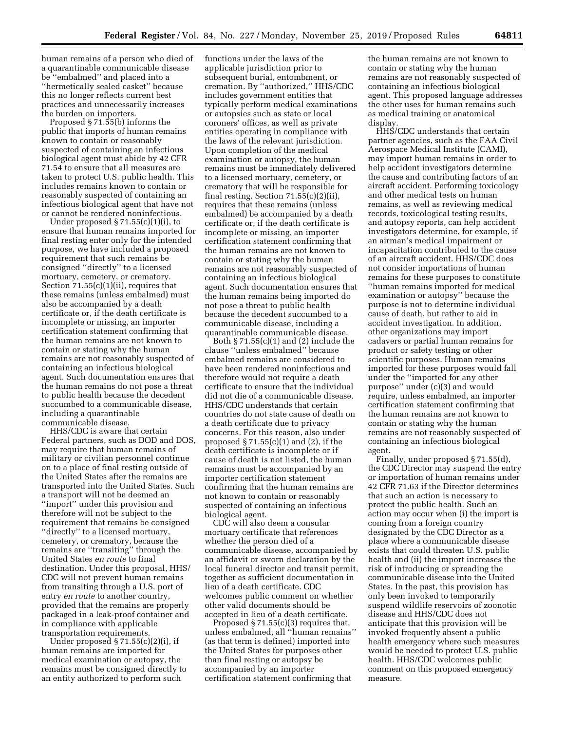human remains of a person who died of a quarantinable communicable disease be ''embalmed'' and placed into a ''hermetically sealed casket'' because this no longer reflects current best practices and unnecessarily increases the burden on importers.

Proposed § 71.55(b) informs the public that imports of human remains known to contain or reasonably suspected of containing an infectious biological agent must abide by 42 CFR 71.54 to ensure that all measures are taken to protect U.S. public health. This includes remains known to contain or reasonably suspected of containing an infectious biological agent that have not or cannot be rendered noninfectious.

Under proposed § 71.55(c)(1)(i), to ensure that human remains imported for final resting enter only for the intended purpose, we have included a proposed requirement that such remains be consigned ''directly'' to a licensed mortuary, cemetery, or crematory. Section 71.55(c)(1)(ii), requires that these remains (unless embalmed) must also be accompanied by a death certificate or, if the death certificate is incomplete or missing, an importer certification statement confirming that the human remains are not known to contain or stating why the human remains are not reasonably suspected of containing an infectious biological agent. Such documentation ensures that the human remains do not pose a threat to public health because the decedent succumbed to a communicable disease, including a quarantinable communicable disease.

HHS/CDC is aware that certain Federal partners, such as DOD and DOS, may require that human remains of military or civilian personnel continue on to a place of final resting outside of the United States after the remains are transported into the United States. Such a transport will not be deemed an ''import'' under this provision and therefore will not be subject to the requirement that remains be consigned ''directly'' to a licensed mortuary, cemetery, or crematory, because the remains are ''transiting'' through the United States *en route* to final destination. Under this proposal, HHS/CDC will not prevent human remains from transiting through a U.S. port of entry *en route* to another country, provided that the remains are properly packaged in a leak-proof container and in compliance with applicable transportation requirements.

Under proposed § 71.55(c)(2)(i), if human remains are imported for medical examination or autopsy, the remains must be consigned directly to an entity authorized to perform such functions under the laws of the applicable jurisdiction prior to subsequent burial, entombment, or cremation. By ''authorized,'' HHS/CDC includes government entities that typically perform medical examinations or autopsies such as state or local coroners' offices, as well as private entities operating in compliance with the laws of the relevant jurisdiction. Upon completion of the medical examination or autopsy, the human remains must be immediately delivered to a licensed mortuary, cemetery, or crematory that will be responsible for final resting. Section 71.55(c)(2)(ii), requires that these remains (unless embalmed) be accompanied by a death certificate or, if the death certificate is incomplete or missing, an importer certification statement confirming that the human remains are not known to contain or stating why the human remains are not reasonably suspected of containing an infectious biological agent. Such documentation ensures that the human remains being imported do not pose a threat to public health because the decedent succumbed to a communicable disease, including a quarantinable communicable disease.

Both § 71.55(c)(1) and (2) include the clause ''unless embalmed'' because embalmed remains are considered to have been rendered noninfectious and therefore would not require a death certificate to ensure that the individual did not die of a communicable disease. HHS/CDC understands that certain countries do not state cause of death on a death certificate due to privacy concerns. For this reason, also under proposed § 71.55(c)(1) and (2), if the death certificate is incomplete or if cause of death is not listed, the human remains must be accompanied by an importer certification statement confirming that the human remains are not known to contain or reasonably suspected of containing an infectious biological agent.

CDC will also deem a consular mortuary certificate that references whether the person died of a communicable disease, accompanied by an affidavit or sworn declaration by the local funeral director and transit permit, together as sufficient documentation in lieu of a death certificate. CDC welcomes public comment on whether other valid documents should be accepted in lieu of a death certificate.

Proposed § 71.55(c)(3) requires that, unless embalmed, all ''human remains'' (as that term is defined) imported into the United States for purposes other than final resting or autopsy be accompanied by an importer certification statement confirming that the human remains are not known to contain or stating why the human remains are not reasonably suspected of containing an infectious biological agent. This proposed language addresses the other uses for human remains such as medical training or anatomical display.

HHS/CDC understands that certain partner agencies, such as the FAA Civil Aerospace Medical Institute (CAMI), may import human remains in order to help accident investigators determine the cause and contributing factors of an aircraft accident. Performing toxicology and other medical tests on human remains, as well as reviewing medical records, toxicological testing results, and autopsy reports, can help accident investigators determine, for example, if an airman's medical impairment or incapacitation contributed to the cause of an aircraft accident. HHS/CDC does not consider importations of human remains for these purposes to constitute ''human remains imported for medical examination or autopsy'' because the purpose is not to determine individual cause of death, but rather to aid in accident investigation. In addition, other organizations may import cadavers or partial human remains for product or safety testing or other scientific purposes. Human remains imported for these purposes would fall under the ''imported for any other purpose'' under (c)(3) and would require, unless embalmed, an importer certification statement confirming that the human remains are not known to contain or stating why the human remains are not reasonably suspected of containing an infectious biological agent.

Finally, under proposed § 71.55(d), the CDC Director may suspend the entry or importation of human remains under 42 CFR 71.63 if the Director determines that such an action is necessary to protect the public health. Such an action may occur when (i) the import is coming from a foreign country designated by the CDC Director as a place where a communicable disease exists that could threaten U.S. public health and (ii) the import increases the risk of introducing or spreading the communicable disease into the United States. In the past, this provision has only been invoked to temporarily suspend wildlife reservoirs of zoonotic disease and HHS/CDC does not anticipate that this provision will be invoked frequently absent a public health emergency where such measures would be needed to protect U.S. public health. HHS/CDC welcomes public comment on this proposed emergency measure.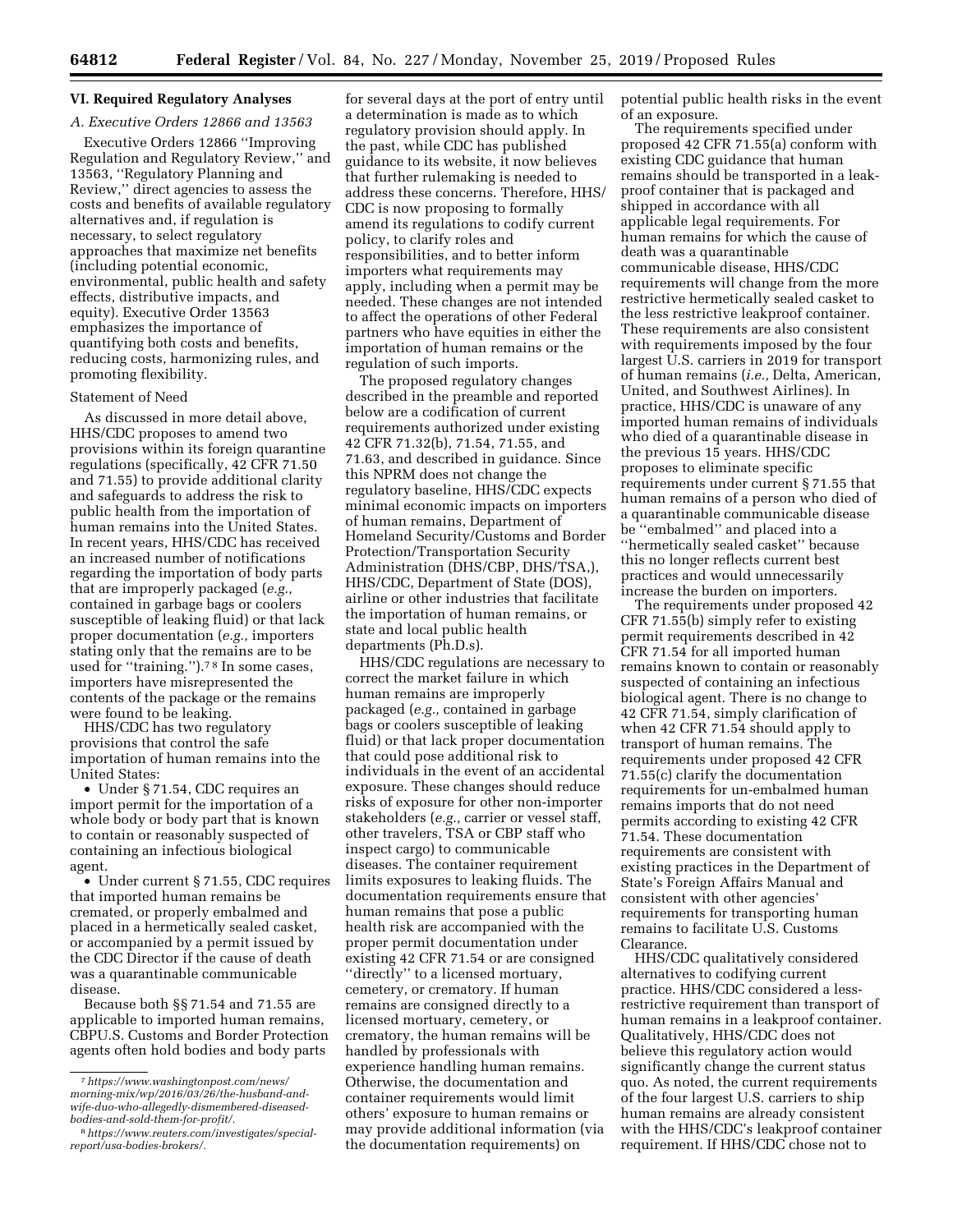## VI. Required Regulatory Analyses

### A. Executive Orders 12866 and 13563

Executive Orders 12866 ''Improving Regulation and Regulatory Review,'' and 13563, ''Regulatory Planning and Review,'' direct agencies to assess the costs and benefits of available regulatory alternatives and, if regulation is necessary, to select regulatory approaches that maximize net benefits (including potential economic, environmental, public health and safety effects, distributive impacts, and equity). Executive Order 13563 emphasizes the importance of quantifying both costs and benefits, reducing costs, harmonizing rules, and promoting flexibility.

Statement of Need

As discussed in more detail above, HHS/CDC proposes to amend two provisions within its foreign quarantine regulations (specifically, 42 CFR 71.50 and 71.55) to provide additional clarity and safeguards to address the risk to public health from the importation of human remains into the United States. In recent years, HHS/CDC has received an increased number of notifications regarding the importation of body parts that are improperly packaged (*e.g.,* contained in garbage bags or coolers susceptible of leaking fluid) or that lack proper documentation (*e.g.,* importers stating only that the remains are to be used for ''training.'').[7] [8] In some cases, importers have misrepresented the contents of the package or the remains were found to be leaking.

HHS/CDC has two regulatory provisions that control the safe importation of human remains into the United States:

- Under § 71.54, CDC requires an import permit for the importation of a whole body or body part that is known to contain or reasonably suspected of containing an infectious biological agent.
- Under current § 71.55, CDC requires that imported human remains be cremated, or properly embalmed and placed in a hermetically sealed casket, or accompanied by a permit issued by the CDC Director if the cause of death was a quarantinable communicable disease.

Because both §§ 71.54 and 71.55 are applicable to imported human remains, CBPU.S. Customs and Border Protection agents often hold bodies and body parts for several days at the port of entry until a determination is made as to which regulatory provision should apply. In the past, while CDC has published guidance to its website, it now believes that further rulemaking is needed to address these concerns. Therefore, HHS/CDC is now proposing to formally amend its regulations to codify current policy, to clarify roles and responsibilities, and to better inform importers what requirements may apply, including when a permit may be needed. These changes are not intended to affect the operations of other Federal partners who have equities in either the importation of human remains or the regulation of such imports.

The proposed regulatory changes described in the preamble and reported below are a codification of current requirements authorized under existing 42 CFR 71.32(b), 71.54, 71.55, and 71.63, and described in guidance. Since this NPRM does not change the regulatory baseline, HHS/CDC expects minimal economic impacts on importers of human remains, Department of Homeland Security/Customs and Border Protection/Transportation Security Administration (DHS/CBP, DHS/TSA,), HHS/CDC, Department of State (DOS), airline or other industries that facilitate the importation of human remains, or state and local public health departments (Ph.D.s).

HHS/CDC regulations are necessary to correct the market failure in which human remains are improperly packaged (*e.g.,* contained in garbage bags or coolers susceptible of leaking fluid) or that lack proper documentation that could pose additional risk to individuals in the event of an accidental exposure. These changes should reduce risks of exposure for other non-importer stakeholders (*e.g.,* carrier or vessel staff, other travelers, TSA or CBP staff who inspect cargo) to communicable diseases. The container requirement limits exposures to leaking fluids. The documentation requirements ensure that human remains that pose a public health risk are accompanied with the proper permit documentation under existing 42 CFR 71.54 or are consigned ''directly'' to a licensed mortuary, cemetery, or crematory. If human remains are consigned directly to a licensed mortuary, cemetery, or crematory, the human remains will be handled by professionals with experience handling human remains. Otherwise, the documentation and container requirements would limit others' exposure to human remains or may provide additional information (via the documentation requirements) on potential public health risks in the event of an exposure.

The requirements specified under proposed 42 CFR 71.55(a) conform with existing CDC guidance that human remains should be transported in a leak-proof container that is packaged and shipped in accordance with all applicable legal requirements. For human remains for which the cause of death was a quarantinable communicable disease, HHS/CDC requirements will change from the more restrictive hermetically sealed casket to the less restrictive leakproof container. These requirements are also consistent with requirements imposed by the four largest U.S. carriers in 2019 for transport of human remains (*i.e.,* Delta, American, United, and Southwest Airlines). In practice, HHS/CDC is unaware of any imported human remains of individuals who died of a quarantinable disease in the previous 15 years. HHS/CDC proposes to eliminate specific requirements under current § 71.55 that human remains of a person who died of a quarantinable communicable disease be ''embalmed'' and placed into a ''hermetically sealed casket'' because this no longer reflects current best practices and would unnecessarily increase the burden on importers.

The requirements under proposed 42 CFR 71.55(b) simply refer to existing permit requirements described in 42 CFR 71.54 for all imported human remains known to contain or reasonably suspected of containing an infectious biological agent. There is no change to 42 CFR 71.54, simply clarification of when 42 CFR 71.54 should apply to transport of human remains. The requirements under proposed 42 CFR 71.55(c) clarify the documentation requirements for un-embalmed human remains imports that do not need permits according to existing 42 CFR 71.54. These documentation requirements are consistent with existing practices in the Department of State's Foreign Affairs Manual and consistent with other agencies' requirements for transporting human remains to facilitate U.S. Customs Clearance.

HHS/CDC qualitatively considered alternatives to codifying current practice. HHS/CDC considered a less-restrictive requirement than transport of human remains in a leakproof container. Qualitatively, HHS/CDC does not believe this regulatory action would significantly change the current status quo. As noted, the current requirements of the four largest U.S. carriers to ship human remains are already consistent with the HHS/CDC's leakproof container requirement. If HHS/CDC chose not to

[7] *https://www.washingtonpost.com/news/morning-mix/wp/2016/03/26/the-husband-and-wife-duo-who-allegedly-dismembered-diseased-bodies-and-sold-them-for-profit/.*

[8] *https://www.reuters.com/investigates/special-report/usa-bodies-brokers/.*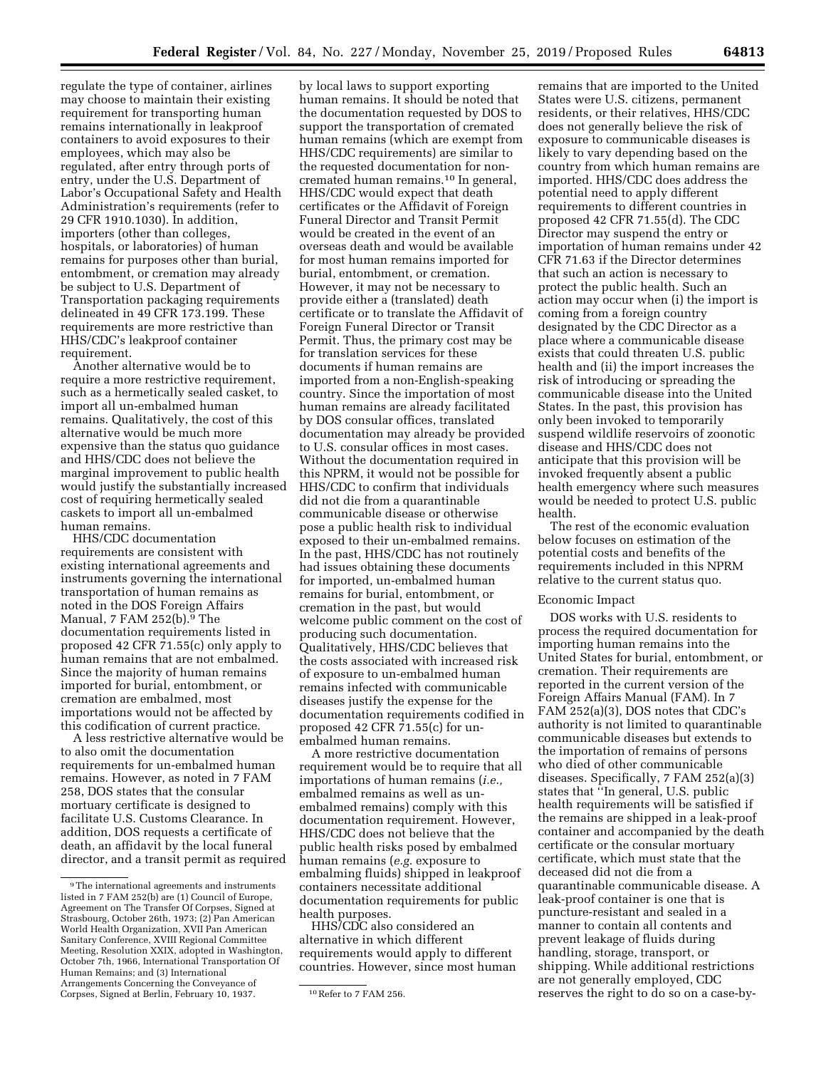regulate the type of container, airlines may choose to maintain their existing requirement for transporting human remains internationally in leakproof containers to avoid exposures to their employees, which may also be regulated, after entry through ports of entry, under the U.S. Department of Labor's Occupational Safety and Health Administration's requirements (refer to 29 CFR 1910.1030). In addition, importers (other than colleges, hospitals, or laboratories) of human remains for purposes other than burial, entombment, or cremation may already be subject to U.S. Department of Transportation packaging requirements delineated in 49 CFR 173.199. These requirements are more restrictive than HHS/CDC's leakproof container requirement.

Another alternative would be to require a more restrictive requirement, such as a hermetically sealed casket, to import all un-embalmed human remains. Qualitatively, the cost of this alternative would be much more expensive than the status quo guidance and HHS/CDC does not believe the marginal improvement to public health would justify the substantially increased cost of requiring hermetically sealed caskets to import all un-embalmed human remains.

HHS/CDC documentation requirements are consistent with existing international agreements and instruments governing the international transportation of human remains as noted in the DOS Foreign Affairs Manual, 7 FAM 252(b).[9] The documentation requirements listed in proposed 42 CFR 71.55(c) only apply to human remains that are not embalmed. Since the majority of human remains imported for burial, entombment, or cremation are embalmed, most importations would not be affected by this codification of current practice.

A less restrictive alternative would be to also omit the documentation requirements for un-embalmed human remains. However, as noted in 7 FAM 258, DOS states that the consular mortuary certificate is designed to facilitate U.S. Customs Clearance. In addition, DOS requests a certificate of death, an affidavit by the local funeral director, and a transit permit as required by local laws to support exporting human remains. It should be noted that the documentation requested by DOS to support the transportation of cremated human remains (which are exempt from HHS/CDC requirements) are similar to the requested documentation for non-cremated human remains.[10] In general, HHS/CDC would expect that death certificates or the Affidavit of Foreign Funeral Director and Transit Permit would be created in the event of an overseas death and would be available for most human remains imported for burial, entombment, or cremation. However, it may not be necessary to provide either a (translated) death certificate or to translate the Affidavit of Foreign Funeral Director or Transit Permit. Thus, the primary cost may be for translation services for these documents if human remains are imported from a non-English-speaking country. Since the importation of most human remains are already facilitated by DOS consular offices, translated documentation may already be provided to U.S. consular offices in most cases. Without the documentation required in this NPRM, it would not be possible for HHS/CDC to confirm that individuals did not die from a quarantinable communicable disease or otherwise pose a public health risk to individual exposed to their un-embalmed remains. In the past, HHS/CDC has not routinely had issues obtaining these documents for imported, un-embalmed human remains for burial, entombment, or cremation in the past, but would welcome public comment on the cost of producing such documentation. Qualitatively, HHS/CDC believes that the costs associated with increased risk of exposure to un-embalmed human remains infected with communicable diseases justify the expense for the documentation requirements codified in proposed 42 CFR 71.55(c) for un-embalmed human remains.

A more restrictive documentation requirement would be to require that all importations of human remains (*i.e.,* embalmed remains as well as un-embalmed remains) comply with this documentation requirement. However, HHS/CDC does not believe that the public health risks posed by embalmed human remains (*e.g.* exposure to embalming fluids) shipped in leakproof containers necessitate additional documentation requirements for public health purposes.

HHS/CDC also considered an alternative in which different requirements would apply to different countries. However, since most human remains that are imported to the United States were U.S. citizens, permanent residents, or their relatives, HHS/CDC does not generally believe the risk of exposure to communicable diseases is likely to vary depending based on the country from which human remains are imported. HHS/CDC does address the potential need to apply different requirements to different countries in proposed 42 CFR 71.55(d). The CDC Director may suspend the entry or importation of human remains under 42 CFR 71.63 if the Director determines that such an action is necessary to protect the public health. Such an action may occur when (i) the import is coming from a foreign country designated by the CDC Director as a place where a communicable disease exists that could threaten U.S. public health and (ii) the import increases the risk of introducing or spreading the communicable disease into the United States. In the past, this provision has only been invoked to temporarily suspend wildlife reservoirs of zoonotic disease and HHS/CDC does not anticipate that this provision will be invoked frequently absent a public health emergency where such measures would be needed to protect U.S. public health.

The rest of the economic evaluation below focuses on estimation of the potential costs and benefits of the requirements included in this NPRM relative to the current status quo.

Economic Impact

DOS works with U.S. residents to process the required documentation for importing human remains into the United States for burial, entombment, or cremation. Their requirements are reported in the current version of the Foreign Affairs Manual (FAM). In 7 FAM 252(a)(3), DOS notes that CDC's authority is not limited to quarantinable communicable diseases but extends to the importation of remains of persons who died of other communicable diseases. Specifically, 7 FAM 252(a)(3) states that "In general, U.S. public health requirements will be satisfied if the remains are shipped in a leak-proof container and accompanied by the death certificate or the consular mortuary certificate, which must state that the deceased did not die from a quarantinable communicable disease. A leak-proof container is one that is puncture-resistant and sealed in a manner to contain all contents and prevent leakage of fluids during handling, storage, transport, or shipping. While additional restrictions are not generally employed, CDC reserves the right to do so on a case-by-

[9] The international agreements and instruments listed in 7 FAM 252(b) are (1) Council of Europe, Agreement on The Transfer Of Corpses, Signed at Strasbourg, October 26th, 1973; (2) Pan American World Health Organization, XVII Pan American Sanitary Conference, XVIII Regional Committee Meeting, Resolution XXIX, adopted in Washington, October 7th, 1966, International Transportation Of Human Remains; and (3) International Arrangements Concerning the Conveyance of Corpses, Signed at Berlin, February 10, 1937.

[10] Refer to 7 FAM 256.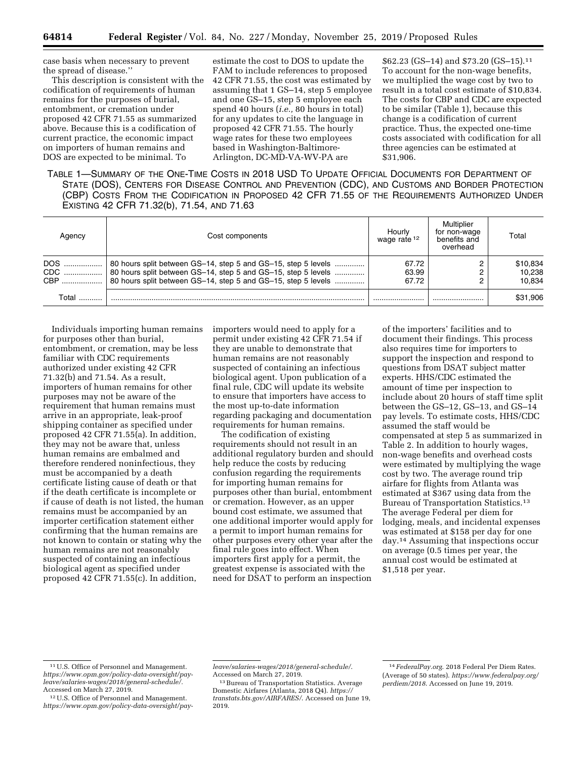case basis when necessary to prevent the spread of disease.''

This description is consistent with the codification of requirements of human remains for the purposes of burial, entombment, or cremation under proposed 42 CFR 71.55 as summarized above. Because this is a codification of current practice, the economic impact on importers of human remains and DOS are expected to be minimal. To estimate the cost to DOS to update the FAM to include references to proposed 42 CFR 71.55, the cost was estimated by assuming that 1 GS–14, step 5 employee and one GS–15, step 5 employee each spend 40 hours (*i.e.,* 80 hours in total) for any updates to cite the language in proposed 42 CFR 71.55. The hourly wage rates for these two employees based in Washington-Baltimore-Arlington, DC-MD-VA-WV-PA are $62.23 (GS–14) and $73.20 (GS–15).[11] To account for the non-wage benefits, we multiplied the wage cost by two to result in a total cost estimate of $10,834. The costs for CBP and CDC are expected to be similar (Table 1), because this change is a codification of current practice. Thus, the expected one-time costs associated with codification for all three agencies can be estimated at $31,906.

TABLE 1—SUMMARY OF THE ONE-TIME COSTS IN 2018 USD TO UPDATE OFFICIAL DOCUMENTS FOR DEPARTMENT OF STATE (DOS), CENTERS FOR DISEASE CONTROL AND PREVENTION (CDC), AND CUSTOMS AND BORDER PROTECTION (CBP) COSTS FROM THE CODIFICATION IN PROPOSED 42 CFR 71.55 OF THE REQUIREMENTS AUTHORIZED UNDER EXISTING 42 CFR 71.32(b), 71.54, AND 71.63

| Agency | Cost components | Hourly wage rate [12] | Multiplier for non-wage benefits and overhead | Total |
|---|---|---|---|---|
| DOS | 80 hours split between GS–14, step 5 and GS–15, step 5 levels | 67.72 | 2 | $10,834 |
| CDC | 80 hours split between GS–14, step 5 and GS–15, step 5 levels | 63.99 | 2 | 10,238 |
| CBP | 80 hours split between GS–14, step 5 and GS–15, step 5 levels | 67.72 | 2 | 10,834 |
| Total | | | | $31,906 |

Individuals importing human remains for purposes other than burial, entombment, or cremation, may be less familiar with CDC requirements authorized under existing 42 CFR 71.32(b) and 71.54. As a result, importers of human remains for other purposes may not be aware of the requirement that human remains must arrive in an appropriate, leak-proof shipping container as specified under proposed 42 CFR 71.55(a). In addition, they may not be aware that, unless human remains are embalmed and therefore rendered noninfectious, they must be accompanied by a death certificate listing cause of death or that if the death certificate is incomplete or if cause of death is not listed, the human remains must be accompanied by an importer certification statement either confirming that the human remains are not known to contain or stating why the human remains are not reasonably suspected of containing an infectious biological agent as specified under proposed 42 CFR 71.55(c). In addition, importers would need to apply for a permit under existing 42 CFR 71.54 if they are unable to demonstrate that human remains are not reasonably suspected of containing an infectious biological agent. Upon publication of a final rule, CDC will update its website to ensure that importers have access to the most up-to-date information regarding packaging and documentation requirements for human remains.

The codification of existing requirements should not result in an additional regulatory burden and should help reduce the costs by reducing confusion regarding the requirements for importing human remains for purposes other than burial, entombment or cremation. However, as an upper bound cost estimate, we assumed that one additional importer would apply for a permit to import human remains for other purposes every other year after the final rule goes into effect. When importers first apply for a permit, the greatest expense is associated with the need for DSAT to perform an inspection of the importers' facilities and to document their findings. This process also requires time for importers to support the inspection and respond to questions from DSAT subject matter experts. HHS/CDC estimated the amount of time per inspection to include about 20 hours of staff time split between the GS–12, GS–13, and GS–14 pay levels. To estimate costs, HHS/CDC assumed the staff would be compensated at step 5 as summarized in Table 2. In addition to hourly wages, non-wage benefits and overhead costs were estimated by multiplying the wage cost by two. The average round trip airfare for flights from Atlanta was estimated at $367 using data from the Bureau of Transportation Statistics.[13] The average Federal per diem for lodging, meals, and incidental expenses was estimated at $158 per day for one day.[14] Assuming that inspections occur on average (0.5 times per year, the annual cost would be estimated at $1,518 per year.

[11] U.S. Office of Personnel and Management. *https://www.opm.gov/policy-data-oversight/pay-leave/salaries-wages/2018/general-schedule/.* Accessed on March 27, 2019.

[12] U.S. Office of Personnel and Management. *https://www.opm.gov/policy-data-oversight/pay-leave/salaries-wages/2018/general-schedule/.* Accessed on March 27, 2019.

[13] Bureau of Transportation Statistics. Average Domestic Airfares (Atlanta, 2018 Q4). *https://transtats.bts.gov/AIRFARES/.* Accessed on June 19, 2019.

[14] *FederalPay.org.* 2018 Federal Per Diem Rates. (Average of 50 states). *https://www.federalpay.org/perdiem/2018.* Accessed on June 19, 2019.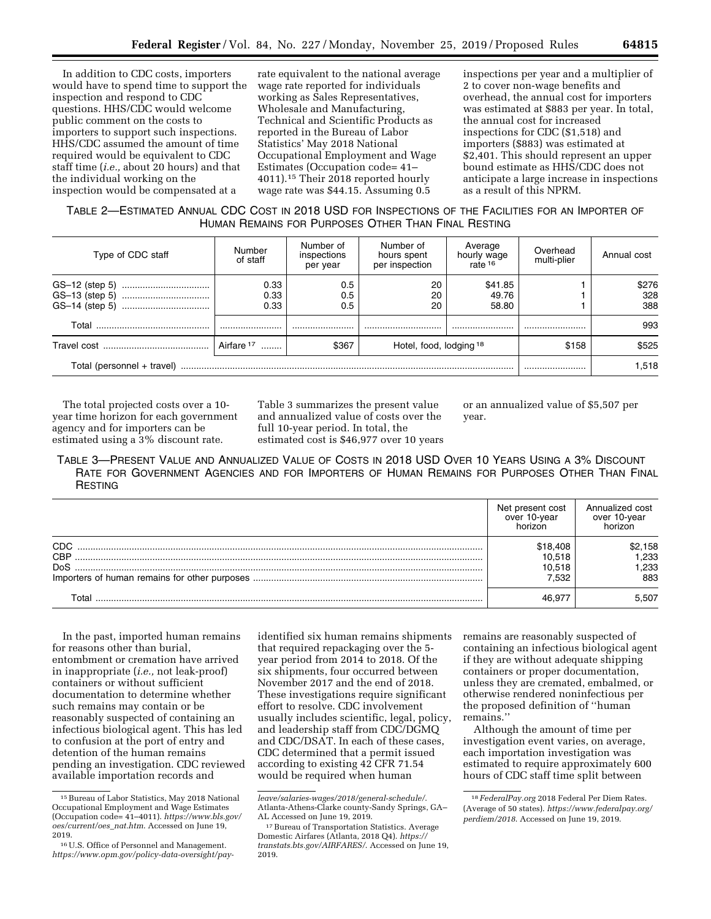In addition to CDC costs, importers would have to spend time to support the inspection and respond to CDC questions. HHS/CDC would welcome public comment on the costs to importers to support such inspections. HHS/CDC assumed the amount of time required would be equivalent to CDC staff time (*i.e.,* about 20 hours) and that the individual working on the inspection would be compensated at a rate equivalent to the national average wage rate reported for individuals working as Sales Representatives, Wholesale and Manufacturing, Technical and Scientific Products as reported in the Bureau of Labor Statistics' May 2018 National Occupational Employment and Wage Estimates (Occupation code= 41–4011).[15] Their 2018 reported hourly wage rate was $44.15. Assuming 0.5 inspections per year and a multiplier of 2 to cover non-wage benefits and overhead, the annual cost for importers was estimated at $883 per year. In total, the annual cost for increased inspections for CDC ($1,518) and importers ($883) was estimated at $2,401. This should represent an upper bound estimate as HHS/CDC does not anticipate a large increase in inspections as a result of this NPRM.

TABLE 2—ESTIMATED ANNUAL CDC COST IN 2018 USD FOR INSPECTIONS OF THE FACILITIES FOR AN IMPORTER OF HUMAN REMAINS FOR PURPOSES OTHER THAN FINAL RESTING

| Type of CDC staff | Number of staff | Number of inspections per year | Number of hours spent per inspection | Average hourly wage rate [16] | Overhead multi-plier | Annual cost |
|---|---|---|---|---|---|---|
| GS–12 (step 5) | 0.33 | 0.5 | 20 | $41.85 | 1 | $276 |
| GS–13 (step 5) | 0.33 | 0.5 | 20 | 49.76 | 1 | 328 |
| GS–14 (step 5) | 0.33 | 0.5 | 20 | 58.80 | 1 | 388 |
| Total | | | | | | 993 |
| Travel cost | Airfare [17] | $367 | Hotel, food, lodging [18] | | $158 | $525 |
| Total (personnel + travel) | | | | | | 1,518 |

The total projected costs over a 10-year time horizon for each government agency and for importers can be estimated using a 3% discount rate. Table 3 summarizes the present value and annualized value of costs over the full 10-year period. In total, the estimated cost is $46,977 over 10 years or an annualized value of $5,507 per year.

TABLE 3—PRESENT VALUE AND ANNUALIZED VALUE OF COSTS IN 2018 USD OVER 10 YEARS USING A 3% DISCOUNT RATE FOR GOVERNMENT AGENCIES AND FOR IMPORTERS OF HUMAN REMAINS FOR PURPOSES OTHER THAN FINAL RESTING

| | Net present cost over 10-year horizon | Annualized cost over 10-year horizon |
|---|---|---|
| CDC | $18,408 | $2,158 |
| CBP | 10,518 | 1,233 |
| DoS | 10,518 | 1,233 |
| Importers of human remains for other purposes | 7,532 | 883 |
| Total | 46,977 | 5,507 |

In the past, imported human remains for reasons other than burial, entombment or cremation have arrived in inappropriate (*i.e.,* not leak-proof) containers or without sufficient documentation to determine whether such remains may contain or be reasonably suspected of containing an infectious biological agent. This has led to confusion at the port of entry and detention of the human remains pending an investigation. CDC reviewed available importation records and identified six human remains shipments that required repackaging over the 5-year period from 2014 to 2018. Of the six shipments, four occurred between November 2017 and the end of 2018. These investigations require significant effort to resolve. CDC involvement usually includes scientific, legal, policy, and leadership staff from CDC/DGMQ and CDC/DSAT. In each of these cases, CDC determined that a permit issued according to existing 42 CFR 71.54 would be required when human remains are reasonably suspected of containing an infectious biological agent if they are without adequate shipping containers or proper documentation, unless they are cremated, embalmed, or otherwise rendered noninfectious per the proposed definition of ''human remains.''

Although the amount of time per investigation event varies, on average, each importation investigation was estimated to require approximately 600 hours of CDC staff time split between

[15] Bureau of Labor Statistics, May 2018 National Occupational Employment and Wage Estimates (Occupation code= 41–4011). *https://www.bls.gov/oes/current/oes_nat.htm.* Accessed on June 19, 2019.

[16] U.S. Office of Personnel and Management. *https://www.opm.gov/policy-data-oversight/pay-leave/salaries-wages/2018/general-schedule/.* Atlanta-Athens-Clarke county-Sandy Springs, GA–AL Accessed on June 19, 2019.

[17] Bureau of Transportation Statistics. Average Domestic Airfares (Atlanta, 2018 Q4). *https://transtats.bts.gov/AIRFARES/.* Accessed on June 19, 2019.

[18] *FederalPay.org* 2018 Federal Per Diem Rates. (Average of 50 states). *https://www.federalpay.org/perdiem/2018.* Accessed on June 19, 2019.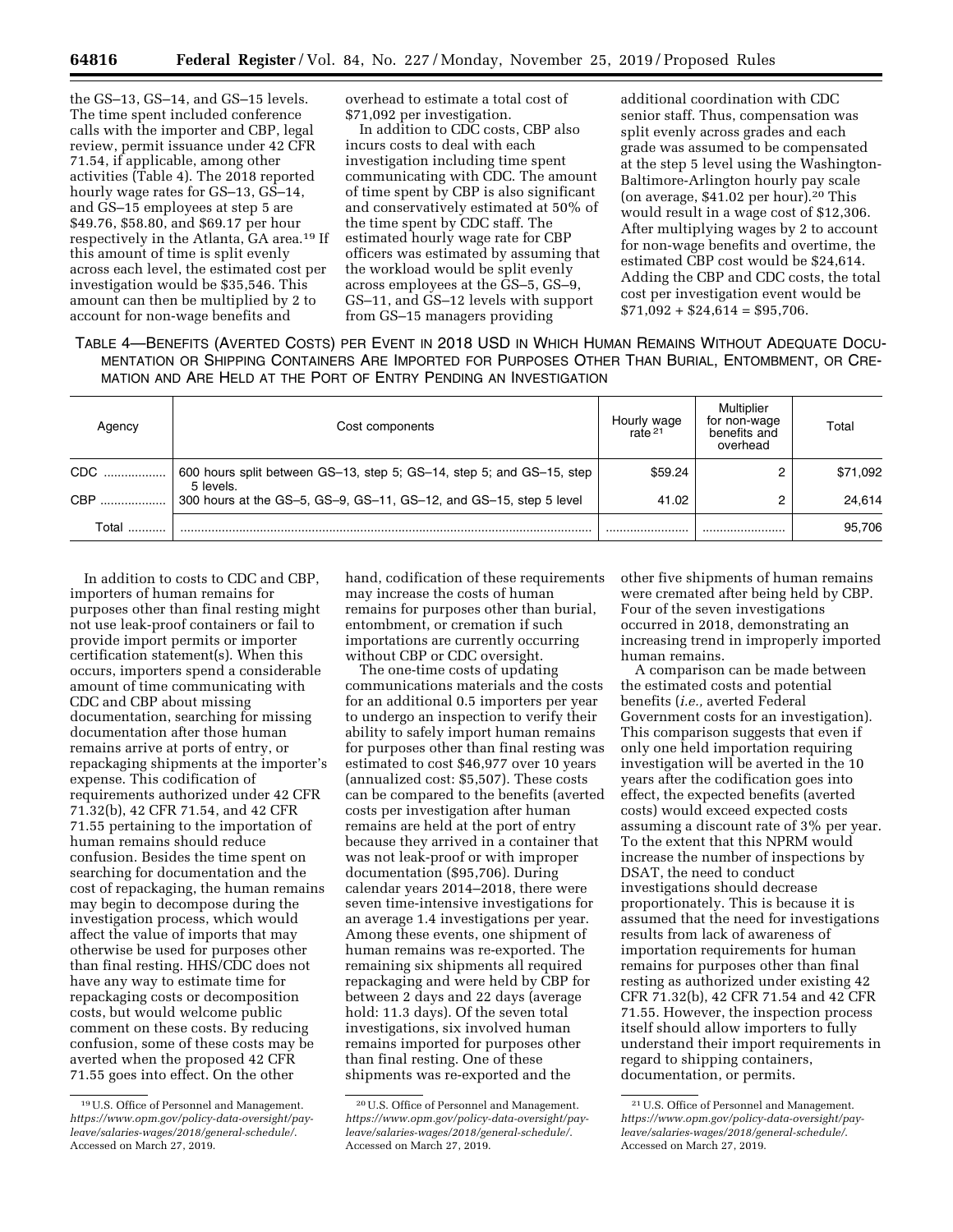the GS–13, GS–14, and GS–15 levels. The time spent included conference calls with the importer and CBP, legal review, permit issuance under 42 CFR 71.54, if applicable, among other activities (Table 4). The 2018 reported hourly wage rates for GS–13, GS–14, and GS–15 employees at step 5 are $49.76, $58.80, and $69.17 per hour respectively in the Atlanta, GA area.[19] If this amount of time is split evenly across each level, the estimated cost per investigation would be $35,546. This amount can then be multiplied by 2 to account for non-wage benefits and overhead to estimate a total cost of $71,092 per investigation.

In addition to CDC costs, CBP also incurs costs to deal with each investigation including time spent communicating with CDC. The amount of time spent by CBP is also significant and conservatively estimated at 50% of the time spent by CDC staff. The estimated hourly wage rate for CBP officers was estimated by assuming that the workload would be split evenly across employees at the GS–5, GS–9, GS–11, and GS–12 levels with support from GS–15 managers providing additional coordination with CDC senior staff. Thus, compensation was split evenly across grades and each grade was assumed to be compensated at the step 5 level using the Washington-Baltimore-Arlington hourly pay scale (on average, $41.02 per hour).[20] This would result in a wage cost of $12,306. After multiplying wages by 2 to account for non-wage benefits and overtime, the estimated CBP cost would be $24,614. Adding the CBP and CDC costs, the total cost per investigation event would be $71,092 + $24,614 = $95,706.

TABLE 4—BENEFITS (AVERTED COSTS) PER EVENT IN 2018 USD IN WHICH HUMAN REMAINS WITHOUT ADEQUATE DOCUMENTATION OR SHIPPING CONTAINERS ARE IMPORTED FOR PURPOSES OTHER THAN BURIAL, ENTOMBMENT, OR CREMATION AND ARE HELD AT THE PORT OF ENTRY PENDING AN INVESTIGATION

| Agency | Cost components | Hourly wage rate[21] | Multiplier for non-wage benefits and overhead | Total |
|---|---|---|---|---|
| CDC | 600 hours split between GS–13, step 5; GS–14, step 5; and GS–15, step 5 levels. | $59.24 | 2 | $71,092 |
| CBP | 300 hours at the GS–5, GS–9, GS–11, GS–12, and GS–15, step 5 level | 41.02 | 2 | 24,614 |
| Total | | | | 95,706 |

In addition to costs to CDC and CBP, importers of human remains for purposes other than final resting might not use leak-proof containers or fail to provide import permits or importer certification statement(s). When this occurs, importers spend a considerable amount of time communicating with CDC and CBP about missing documentation, searching for missing documentation after those human remains arrive at ports of entry, or repackaging shipments at the importer's expense. This codification of requirements authorized under 42 CFR 71.32(b), 42 CFR 71.54, and 42 CFR 71.55 pertaining to the importation of human remains should reduce confusion. Besides the time spent on searching for documentation and the cost of repackaging, the human remains may begin to decompose during the investigation process, which would affect the value of imports that may otherwise be used for purposes other than final resting. HHS/CDC does not have any way to estimate time for repackaging costs or decomposition costs, but would welcome public comment on these costs. By reducing confusion, some of these costs may be averted when the proposed 42 CFR 71.55 goes into effect. On the other hand, codification of these requirements may increase the costs of human remains for purposes other than burial, entombment, or cremation if such importations are currently occurring without CBP or CDC oversight.

The one-time costs of updating communications materials and the costs for an additional 0.5 importers per year to undergo an inspection to verify their ability to safely import human remains for purposes other than final resting was estimated to cost $46,977 over 10 years (annualized cost: $5,507). These costs can be compared to the benefits (averted costs per investigation after human remains are held at the port of entry because they arrived in a container that was not leak-proof or with improper documentation ($95,706). During calendar years 2014–2018, there were seven time-intensive investigations for an average 1.4 investigations per year. Among these events, one shipment of human remains was re-exported. The remaining six shipments all required repackaging and were held by CBP for between 2 days and 22 days (average hold: 11.3 days). Of the seven total investigations, six involved human remains imported for purposes other than final resting. One of these shipments was re-exported and the other five shipments of human remains were cremated after being held by CBP. Four of the seven investigations occurred in 2018, demonstrating an increasing trend in improperly imported human remains.

A comparison can be made between the estimated costs and potential benefits (*i.e.,* averted Federal Government costs for an investigation). This comparison suggests that even if only one held importation requiring investigation will be averted in the 10 years after the codification goes into effect, the expected benefits (averted costs) would exceed expected costs assuming a discount rate of 3% per year. To the extent that this NPRM would increase the number of inspections by DSAT, the need to conduct investigations should decrease proportionately. This is because it is assumed that the need for investigations results from lack of awareness of importation requirements for human remains for purposes other than final resting as authorized under existing 42 CFR 71.32(b), 42 CFR 71.54 and 42 CFR 71.55. However, the inspection process itself should allow importers to fully understand their import requirements in regard to shipping containers, documentation, or permits.

[19] U.S. Office of Personnel and Management. *https://www.opm.gov/policy-data-oversight/pay-leave/salaries-wages/2018/general-schedule/.* Accessed on March 27, 2019.

[20] U.S. Office of Personnel and Management. *https://www.opm.gov/policy-data-oversight/pay-leave/salaries-wages/2018/general-schedule/.* Accessed on March 27, 2019.

[21] U.S. Office of Personnel and Management. *https://www.opm.gov/policy-data-oversight/pay-leave/salaries-wages/2018/general-schedule/.* Accessed on March 27, 2019.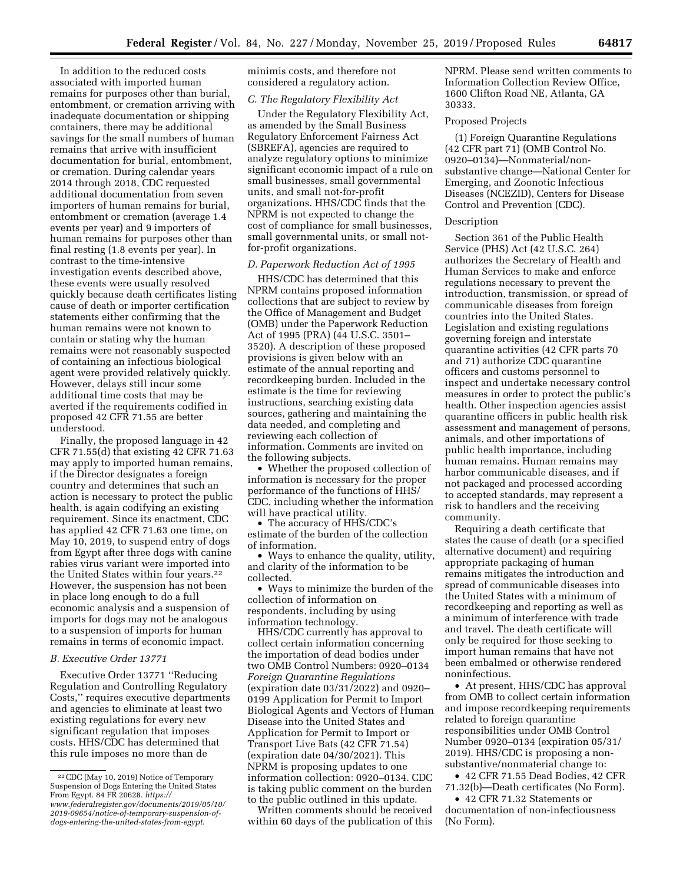In addition to the reduced costs associated with imported human remains for purposes other than burial, entombment, or cremation arriving with inadequate documentation or shipping containers, there may be additional savings for the small numbers of human remains that arrive with insufficient documentation for burial, entombment, or cremation. During calendar years 2014 through 2018, CDC requested additional documentation from seven importers of human remains for burial, entombment or cremation (average 1.4 events per year) and 9 importers of human remains for purposes other than final resting (1.8 events per year). In contrast to the time-intensive investigation events described above, these events were usually resolved quickly because death certificates listing cause of death or importer certification statements either confirming that the human remains were not known to contain or stating why the human remains were not reasonably suspected of containing an infectious biological agent were provided relatively quickly. However, delays still incur some additional time costs that may be averted if the requirements codified in proposed 42 CFR 71.55 are better understood.

Finally, the proposed language in 42 CFR 71.55(d) that existing 42 CFR 71.63 may apply to imported human remains, if the Director designates a foreign country and determines that such an action is necessary to protect the public health, is again codifying an existing requirement. Since its enactment, CDC has applied 42 CFR 71.63 one time, on May 10, 2019, to suspend entry of dogs from Egypt after three dogs with canine rabies virus variant were imported into the United States within four years.[22] However, the suspension has not been in place long enough to do a full economic analysis and a suspension of imports for dogs may not be analogous to a suspension of imports for human remains in terms of economic impact.

### B. Executive Order 13771

Executive Order 13771 ''Reducing Regulation and Controlling Regulatory Costs,'' requires executive departments and agencies to eliminate at least two existing regulations for every new significant regulation that imposes costs. HHS/CDC has determined that this rule imposes no more than de minimis costs, and therefore not considered a regulatory action.

### C. The Regulatory Flexibility Act

Under the Regulatory Flexibility Act, as amended by the Small Business Regulatory Enforcement Fairness Act (SBREFA), agencies are required to analyze regulatory options to minimize significant economic impact of a rule on small businesses, small governmental units, and small not-for-profit organizations. HHS/CDC finds that the NPRM is not expected to change the cost of compliance for small businesses, small governmental units, or small not-for-profit organizations.

### D. Paperwork Reduction Act of 1995

HHS/CDC has determined that this NPRM contains proposed information collections that are subject to review by the Office of Management and Budget (OMB) under the Paperwork Reduction Act of 1995 (PRA) (44 U.S.C. 3501–3520). A description of these proposed provisions is given below with an estimate of the annual reporting and recordkeeping burden. Included in the estimate is the time for reviewing instructions, searching existing data sources, gathering and maintaining the data needed, and completing and reviewing each collection of information. Comments are invited on the following subjects.

- Whether the proposed collection of information is necessary for the proper performance of the functions of HHS/CDC, including whether the information will have practical utility.
- The accuracy of HHS/CDC's estimate of the burden of the collection of information.
- Ways to enhance the quality, utility, and clarity of the information to be collected.
- Ways to minimize the burden of the collection of information on respondents, including by using information technology.

HHS/CDC currently has approval to collect certain information concerning the importation of dead bodies under two OMB Control Numbers: 0920–0134 *Foreign Quarantine Regulations* (expiration date 03/31/2022) and 0920–0199 Application for Permit to Import Biological Agents and Vectors of Human Disease into the United States and Application for Permit to Import or Transport Live Bats (42 CFR 71.54) (expiration date 04/30/2021). This NPRM is proposing updates to one information collection: 0920–0134. CDC is taking public comment on the burden to the public outlined in this update.

Written comments should be received within 60 days of the publication of this NPRM. Please send written comments to Information Collection Review Office, 1600 Clifton Road NE, Atlanta, GA 30333.

Proposed Projects

(1) Foreign Quarantine Regulations (42 CFR part 71) (OMB Control No. 0920–0134)—Nonmaterial/non-substantive change—National Center for Emerging, and Zoonotic Infectious Diseases (NCEZID), Centers for Disease Control and Prevention (CDC).

Description

Section 361 of the Public Health Service (PHS) Act (42 U.S.C. 264) authorizes the Secretary of Health and Human Services to make and enforce regulations necessary to prevent the introduction, transmission, or spread of communicable diseases from foreign countries into the United States. Legislation and existing regulations governing foreign and interstate quarantine activities (42 CFR parts 70 and 71) authorize CDC quarantine officers and customs personnel to inspect and undertake necessary control measures in order to protect the public's health. Other inspection agencies assist quarantine officers in public health risk assessment and management of persons, animals, and other importations of public health importance, including human remains. Human remains may harbor communicable diseases, and if not packaged and processed according to accepted standards, may represent a risk to handlers and the receiving community.

Requiring a death certificate that states the cause of death (or a specified alternative document) and requiring appropriate packaging of human remains mitigates the introduction and spread of communicable diseases into the United States with a minimum of recordkeeping and reporting as well as a minimum of interference with trade and travel. The death certificate will only be required for those seeking to import human remains that have not been embalmed or otherwise rendered noninfectious.

- At present, HHS/CDC has approval from OMB to collect certain information and impose recordkeeping requirements related to foreign quarantine responsibilities under OMB Control Number 0920–0134 (expiration 05/31/2019). HHS/CDC is proposing a non-substantive/nonmaterial change to:
- 42 CFR 71.55 Dead Bodies, 42 CFR 71.32(b)—Death certificates (No Form).
- 42 CFR 71.32 Statements or documentation of non-infectiousness (No Form).

[22] CDC (May 10, 2019) Notice of Temporary Suspension of Dogs Entering the United States From Egypt. 84 FR 20628. *https://www.federalregister.gov/documents/2019/05/10/2019-09654/notice-of-temporary-suspension-of-dogs-entering-the-united-states-from-egypt*.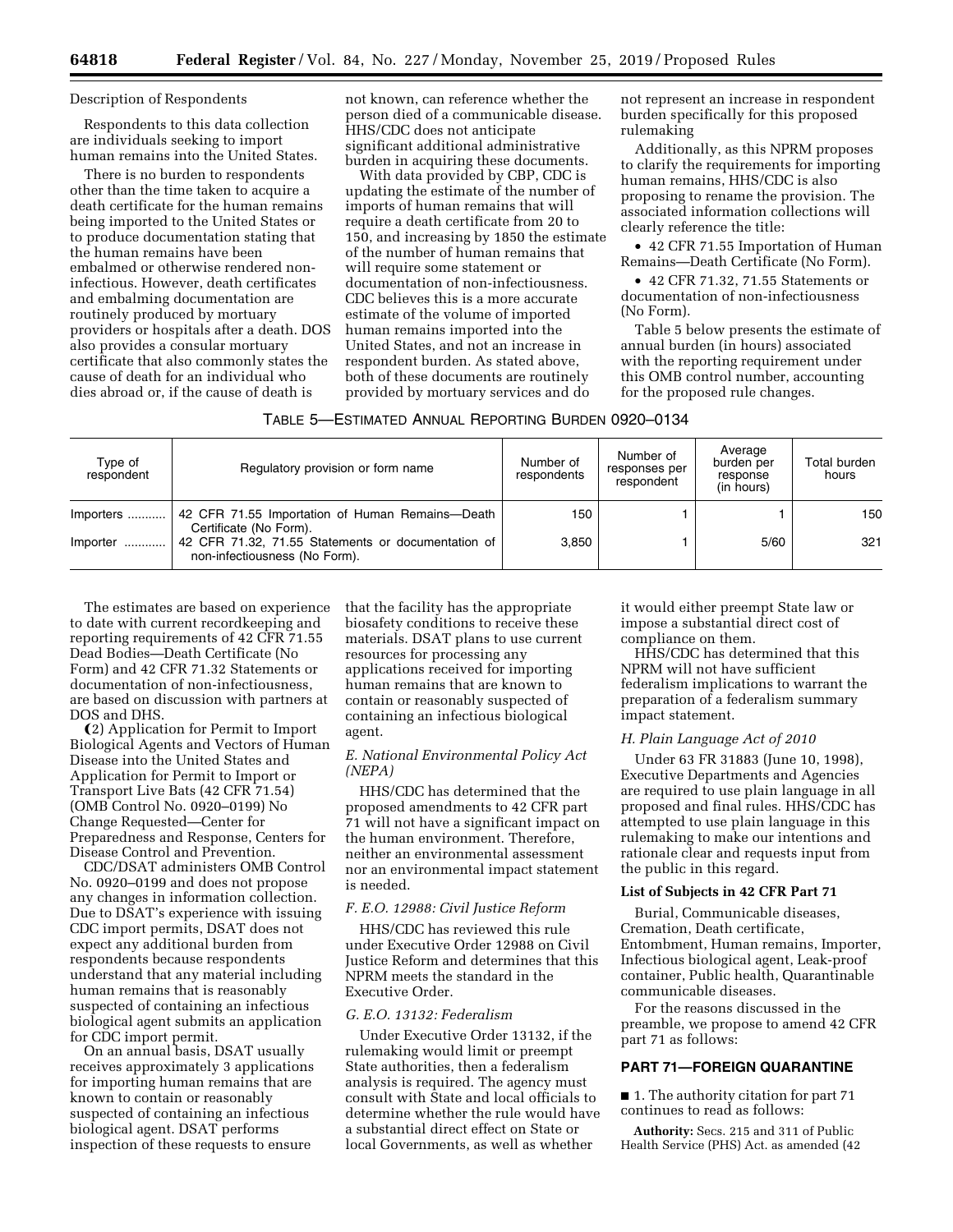Description of Respondents

Respondents to this data collection are individuals seeking to import human remains into the United States.

There is no burden to respondents other than the time taken to acquire a death certificate for the human remains being imported to the United States or to produce documentation stating that the human remains have been embalmed or otherwise rendered non-infectious. However, death certificates and embalming documentation are routinely produced by mortuary providers or hospitals after a death. DOS also provides a consular mortuary certificate that also commonly states the cause of death for an individual who dies abroad or, if the cause of death is not known, can reference whether the person died of a communicable disease. HHS/CDC does not anticipate significant additional administrative burden in acquiring these documents.

With data provided by CBP, CDC is updating the estimate of the number of imports of human remains that will require a death certificate from 20 to 150, and increasing by 1850 the estimate of the number of human remains that will require some statement or documentation of non-infectiousness. CDC believes this is a more accurate estimate of the volume of imported human remains imported into the United States, and not an increase in respondent burden. As stated above, both of these documents are routinely provided by mortuary services and do not represent an increase in respondent burden specifically for this proposed rulemaking

Additionally, as this NPRM proposes to clarify the requirements for importing human remains, HHS/CDC is also proposing to rename the provision. The associated information collections will clearly reference the title:

- 42 CFR 71.55 Importation of Human Remains—Death Certificate (No Form).
- 42 CFR 71.32, 71.55 Statements or documentation of non-infectiousness (No Form).

Table 5 below presents the estimate of annual burden (in hours) associated with the reporting requirement under this OMB control number, accounting for the proposed rule changes.

TABLE 5—ESTIMATED ANNUAL REPORTING BURDEN 0920–0134

| Type of respondent | Regulatory provision or form name | Number of respondents | Number of responses per respondent | Average burden per response (in hours) | Total burden hours |
|---|---|---|---|---|---|
| Importers | 42 CFR 71.55 Importation of Human Remains—Death Certificate (No Form). | 150 | 1 | 1 | 150 |
| Importer | 42 CFR 71.32, 71.55 Statements or documentation of non-infectiousness (No Form). | 3,850 | 1 | 5/60 | 321 |

The estimates are based on experience to date with current recordkeeping and reporting requirements of 42 CFR 71.55 Dead Bodies—Death Certificate (No Form) and 42 CFR 71.32 Statements or documentation of non-infectiousness, are based on discussion with partners at DOS and DHS.

(2) Application for Permit to Import Biological Agents and Vectors of Human Disease into the United States and Application for Permit to Import or Transport Live Bats (42 CFR 71.54) (OMB Control No. 0920–0199) No Change Requested—Center for Preparedness and Response, Centers for Disease Control and Prevention.

CDC/DSAT administers OMB Control No. 0920–0199 and does not propose any changes in information collection. Due to DSAT's experience with issuing CDC import permits, DSAT does not expect any additional burden from respondents because respondents understand that any material including human remains that is reasonably suspected of containing an infectious biological agent submits an application for CDC import permit.

On an annual basis, DSAT usually receives approximately 3 applications for importing human remains that are known to contain or reasonably suspected of containing an infectious biological agent. DSAT performs inspection of these requests to ensure that the facility has the appropriate biosafety conditions to receive these materials. DSAT plans to use current resources for processing any applications received for importing human remains that are known to contain or reasonably suspected of containing an infectious biological agent.

### E. National Environmental Policy Act (NEPA)

HHS/CDC has determined that the proposed amendments to 42 CFR part 71 will not have a significant impact on the human environment. Therefore, neither an environmental assessment nor an environmental impact statement is needed.

### F. E.O. 12988: Civil Justice Reform

HHS/CDC has reviewed this rule under Executive Order 12988 on Civil Justice Reform and determines that this NPRM meets the standard in the Executive Order.

### G. E.O. 13132: Federalism

Under Executive Order 13132, if the rulemaking would limit or preempt State authorities, then a federalism analysis is required. The agency must consult with State and local officials to determine whether the rule would have a substantial direct effect on State or local Governments, as well as whether it would either preempt State law or impose a substantial direct cost of compliance on them.

HHS/CDC has determined that this NPRM will not have sufficient federalism implications to warrant the preparation of a federalism summary impact statement.

### H. Plain Language Act of 2010

Under 63 FR 31883 (June 10, 1998), Executive Departments and Agencies are required to use plain language in all proposed and final rules. HHS/CDC has attempted to use plain language in this rulemaking to make our intentions and rationale clear and requests input from the public in this regard.

**List of Subjects in 42 CFR Part 71**

Burial, Communicable diseases, Cremation, Death certificate, Entombment, Human remains, Importer, Infectious biological agent, Leak-proof container, Public health, Quarantinable communicable diseases.

For the reasons discussed in the preamble, we propose to amend 42 CFR part 71 as follows:

## PART 71—FOREIGN QUARANTINE

■ 1. The authority citation for part 71 continues to read as follows:

**Authority:** Secs. 215 and 311 of Public Health Service (PHS) Act. as amended (42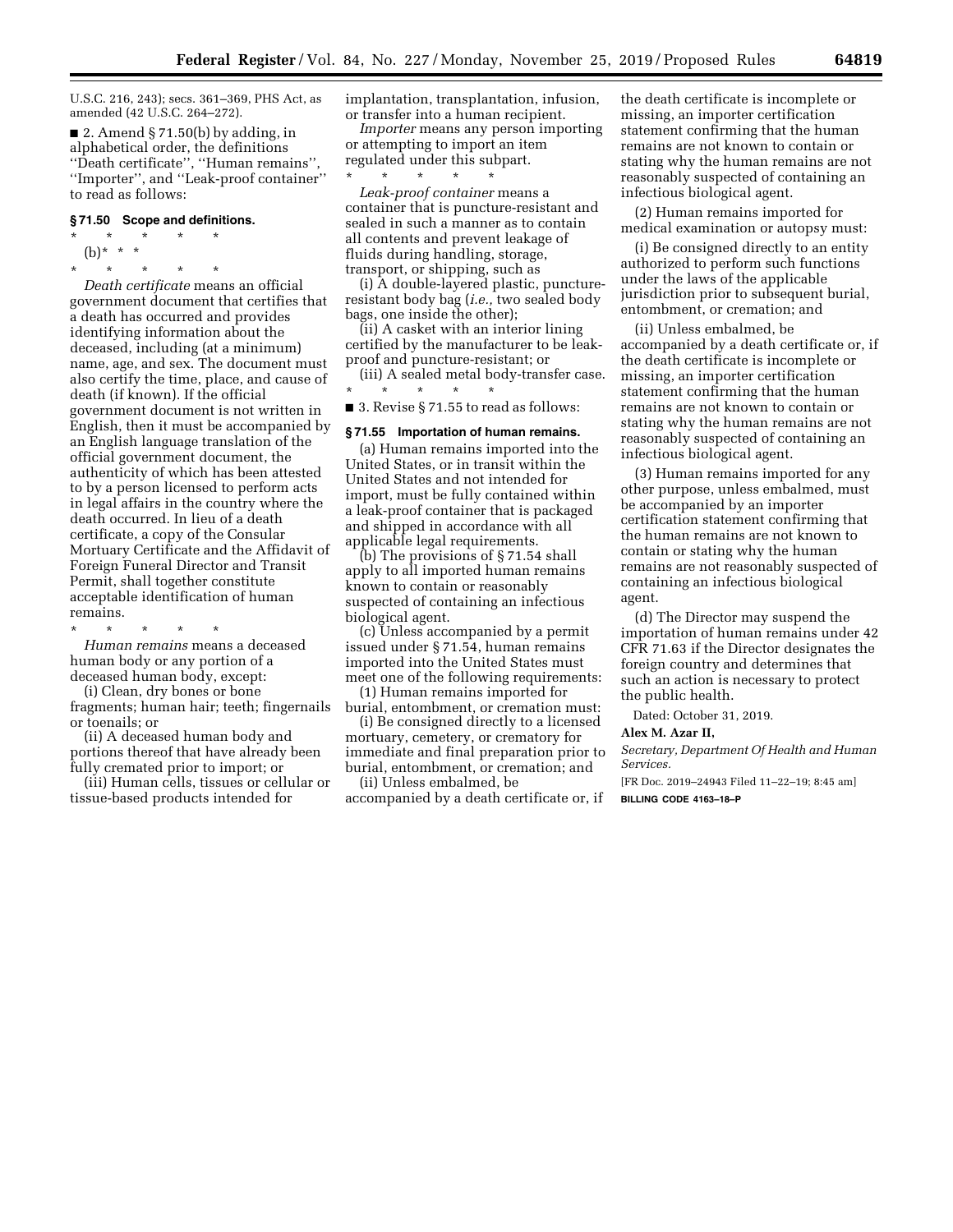U.S.C. 216, 243); secs. 361–369, PHS Act, as amended (42 U.S.C. 264–272).

■ 2. Amend § 71.50(b) by adding, in alphabetical order, the definitions ''Death certificate'', ''Human remains'', ''Importer'', and ''Leak-proof container'' to read as follows:

**§ 71.50 Scope and definitions.**

\* \* \* \* \*

(b)\* \* \*

\* \* \* \* \*

*Death certificate* means an official government document that certifies that a death has occurred and provides identifying information about the deceased, including (at a minimum) name, age, and sex. The document must also certify the time, place, and cause of death (if known). If the official government document is not written in English, then it must be accompanied by an English language translation of the official government document, the authenticity of which has been attested to by a person licensed to perform acts in legal affairs in the country where the death occurred. In lieu of a death certificate, a copy of the Consular Mortuary Certificate and the Affidavit of Foreign Funeral Director and Transit Permit, shall together constitute acceptable identification of human remains.

\* \* \* \* \*

*Human remains* means a deceased human body or any portion of a deceased human body, except:

(i) Clean, dry bones or bone fragments; human hair; teeth; fingernails or toenails; or

(ii) A deceased human body and portions thereof that have already been fully cremated prior to import; or

(iii) Human cells, tissues or cellular or tissue-based products intended for implantation, transplantation, infusion, or transfer into a human recipient.

*Importer* means any person importing or attempting to import an item regulated under this subpart.

\* \* \* \* \*

*Leak-proof container* means a container that is puncture-resistant and sealed in such a manner as to contain all contents and prevent leakage of fluids during handling, storage, transport, or shipping, such as

(i) A double-layered plastic, puncture-resistant body bag (*i.e.,* two sealed body bags, one inside the other);

(ii) A casket with an interior lining certified by the manufacturer to be leak-proof and puncture-resistant; or

(iii) A sealed metal body-transfer case.

\* \* \* \* \*

■ 3. Revise § 71.55 to read as follows:

**§ 71.55 Importation of human remains.**

(a) Human remains imported into the United States, or in transit within the United States and not intended for import, must be fully contained within a leak-proof container that is packaged and shipped in accordance with all applicable legal requirements.

(b) The provisions of § 71.54 shall apply to all imported human remains known to contain or reasonably suspected of containing an infectious biological agent.

(c) Unless accompanied by a permit issued under § 71.54, human remains imported into the United States must meet one of the following requirements:

(1) Human remains imported for burial, entombment, or cremation must:

(i) Be consigned directly to a licensed mortuary, cemetery, or crematory for immediate and final preparation prior to burial, entombment, or cremation; and

(ii) Unless embalmed, be accompanied by a death certificate or, if the death certificate is incomplete or missing, an importer certification statement confirming that the human remains are not known to contain or stating why the human remains are not reasonably suspected of containing an infectious biological agent.

(2) Human remains imported for medical examination or autopsy must:

(i) Be consigned directly to an entity authorized to perform such functions under the laws of the applicable jurisdiction prior to subsequent burial, entombment, or cremation; and

(ii) Unless embalmed, be accompanied by a death certificate or, if the death certificate is incomplete or missing, an importer certification statement confirming that the human remains are not known to contain or stating why the human remains are not reasonably suspected of containing an infectious biological agent.

(3) Human remains imported for any other purpose, unless embalmed, must be accompanied by an importer certification statement confirming that the human remains are not known to contain or stating why the human remains are not reasonably suspected of containing an infectious biological agent.

(d) The Director may suspend the importation of human remains under 42 CFR 71.63 if the Director designates the foreign country and determines that such an action is necessary to protect the public health.

Dated: October 31, 2019.

**Alex M. Azar II,**

*Secretary, Department Of Health and Human Services.*

[FR Doc. 2019–24943 Filed 11–22–19; 8:45 am]

**BILLING CODE 4163–18–P**